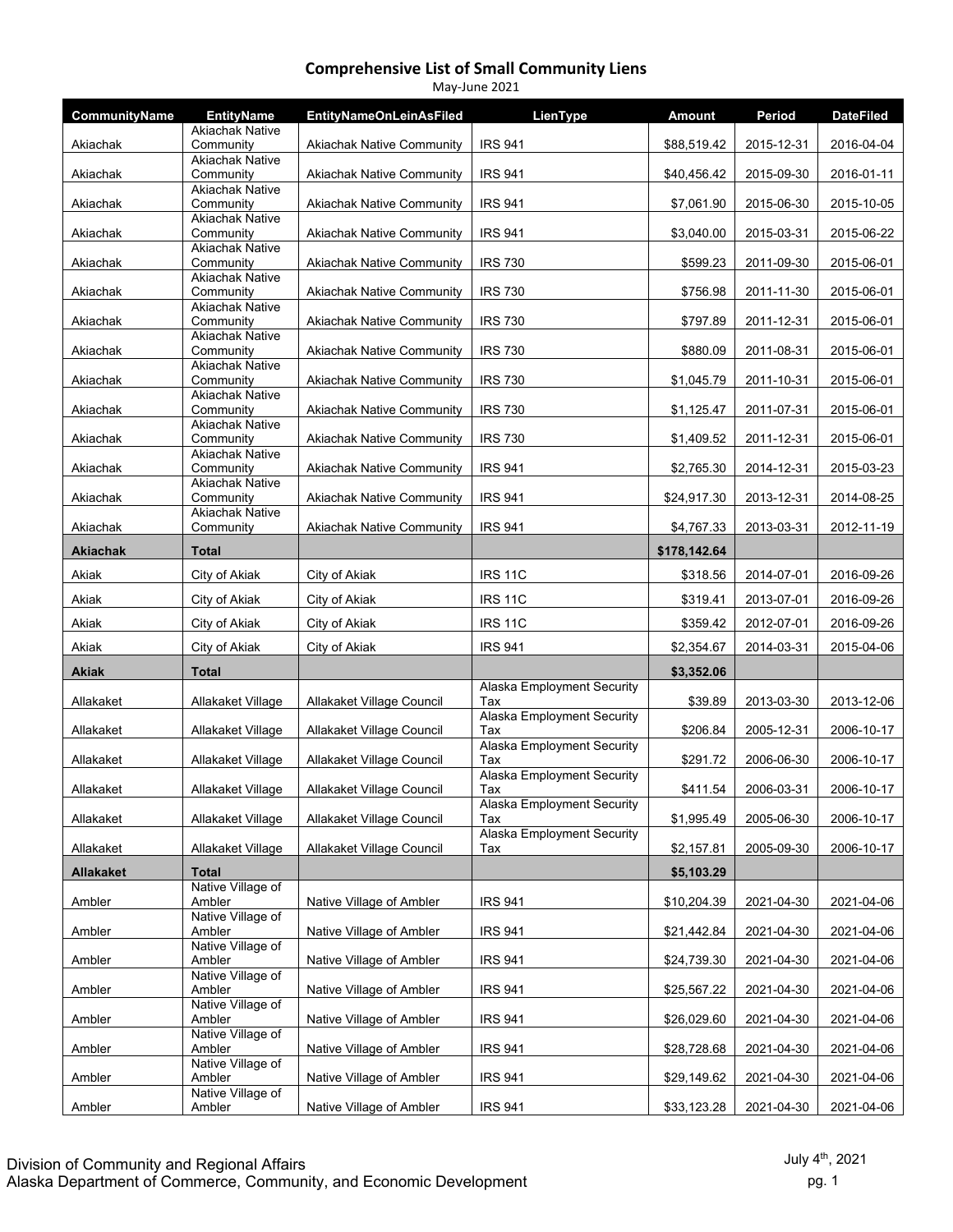# Comprehensive List of Small Community Liens

May-June 2021

| CommunityName | EntityName | EntityNameOnLeinAsFiled | LienType | Amount | Period | DateFiled |
|---|---|---|---|---|---|---|
| Akiachak | Akiachak Native Community | Akiachak Native Community | IRS 941 | $88,519.42 | 2015-12-31 | 2016-04-04 |
| Akiachak | Akiachak Native Community | Akiachak Native Community | IRS 941 | $40,456.42 | 2015-09-30 | 2016-01-11 |
| Akiachak | Akiachak Native Community | Akiachak Native Community | IRS 941 | $7,061.90 | 2015-06-30 | 2015-10-05 |
| Akiachak | Akiachak Native Community | Akiachak Native Community | IRS 941 | $3,040.00 | 2015-03-31 | 2015-06-22 |
| Akiachak | Akiachak Native Community | Akiachak Native Community | IRS 730 | $599.23 | 2011-09-30 | 2015-06-01 |
| Akiachak | Akiachak Native Community | Akiachak Native Community | IRS 730 | $756.98 | 2011-11-30 | 2015-06-01 |
| Akiachak | Akiachak Native Community | Akiachak Native Community | IRS 730 | $797.89 | 2011-12-31 | 2015-06-01 |
| Akiachak | Akiachak Native Community | Akiachak Native Community | IRS 730 | $880.09 | 2011-08-31 | 2015-06-01 |
| Akiachak | Akiachak Native Community | Akiachak Native Community | IRS 730 | $1,045.79 | 2011-10-31 | 2015-06-01 |
| Akiachak | Akiachak Native Community | Akiachak Native Community | IRS 730 | $1,125.47 | 2011-07-31 | 2015-06-01 |
| Akiachak | Akiachak Native Community | Akiachak Native Community | IRS 730 | $1,409.52 | 2011-12-31 | 2015-06-01 |
| Akiachak | Akiachak Native Community | Akiachak Native Community | IRS 941 | $2,765.30 | 2014-12-31 | 2015-03-23 |
| Akiachak | Akiachak Native Community | Akiachak Native Community | IRS 941 | $24,917.30 | 2013-12-31 | 2014-08-25 |
| Akiachak | Akiachak Native Community | Akiachak Native Community | IRS 941 | $4,767.33 | 2013-03-31 | 2012-11-19 |
| **Akiachak** | **Total** | | | **$178,142.64** | | |
| Akiak | City of Akiak | City of Akiak | IRS 11C | $318.56 | 2014-07-01 | 2016-09-26 |
| Akiak | City of Akiak | City of Akiak | IRS 11C | $319.41 | 2013-07-01 | 2016-09-26 |
| Akiak | City of Akiak | City of Akiak | IRS 11C | $359.42 | 2012-07-01 | 2016-09-26 |
| Akiak | City of Akiak | City of Akiak | IRS 941 | $2,354.67 | 2014-03-31 | 2015-04-06 |
| **Akiak** | **Total** | | | **$3,352.06** | | |
| Allakaket | Allakaket Village | Allakaket Village Council | Alaska Employment Security Tax | $39.89 | 2013-03-30 | 2013-12-06 |
| Allakaket | Allakaket Village | Allakaket Village Council | Alaska Employment Security Tax | $206.84 | 2005-12-31 | 2006-10-17 |
| Allakaket | Allakaket Village | Allakaket Village Council | Alaska Employment Security Tax | $291.72 | 2006-06-30 | 2006-10-17 |
| Allakaket | Allakaket Village | Allakaket Village Council | Alaska Employment Security Tax | $411.54 | 2006-03-31 | 2006-10-17 |
| Allakaket | Allakaket Village | Allakaket Village Council | Alaska Employment Security Tax | $1,995.49 | 2005-06-30 | 2006-10-17 |
| Allakaket | Allakaket Village | Allakaket Village Council | Alaska Employment Security Tax | $2,157.81 | 2005-09-30 | 2006-10-17 |
| **Allakaket** | **Total** | | | **$5,103.29** | | |
| Ambler | Native Village of Ambler | Native Village of Ambler | IRS 941 | $10,204.39 | 2021-04-30 | 2021-04-06 |
| Ambler | Native Village of Ambler | Native Village of Ambler | IRS 941 | $21,442.84 | 2021-04-30 | 2021-04-06 |
| Ambler | Native Village of Ambler | Native Village of Ambler | IRS 941 | $24,739.30 | 2021-04-30 | 2021-04-06 |
| Ambler | Native Village of Ambler | Native Village of Ambler | IRS 941 | $25,567.22 | 2021-04-30 | 2021-04-06 |
| Ambler | Native Village of Ambler | Native Village of Ambler | IRS 941 | $26,029.60 | 2021-04-30 | 2021-04-06 |
| Ambler | Native Village of Ambler | Native Village of Ambler | IRS 941 | $28,728.68 | 2021-04-30 | 2021-04-06 |
| Ambler | Native Village of Ambler | Native Village of Ambler | IRS 941 | $29,149.62 | 2021-04-30 | 2021-04-06 |
| Ambler | Native Village of Ambler | Native Village of Ambler | IRS 941 | $33,123.28 | 2021-04-30 | 2021-04-06 |

Division of Community and Regional Affairs
Alaska Department of Commerce, Community, and Economic Development

July 4th, 2021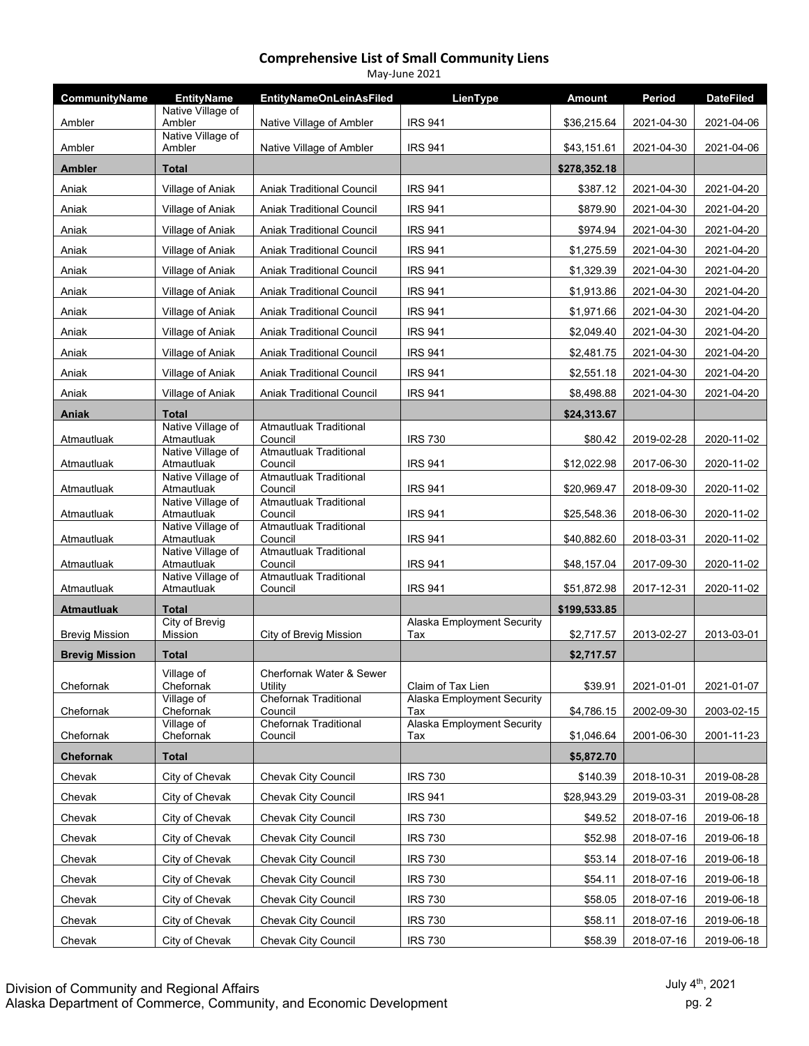# Comprehensive List of Small Community Liens

May-June 2021

| CommunityName | EntityName | EntityNameOnLeinAsFiled | LienType | Amount | Period | DateFiled |
|---|---|---|---|---|---|---|
| Ambler | Native Village of Ambler | Native Village of Ambler | IRS 941 | $36,215.64 | 2021-04-30 | 2021-04-06 |
| Ambler | Native Village of Ambler | Native Village of Ambler | IRS 941 | $43,151.61 | 2021-04-30 | 2021-04-06 |
| **Ambler** | **Total** | | | **$278,352.18** | | |
| Aniak | Village of Aniak | Aniak Traditional Council | IRS 941 | $387.12 | 2021-04-30 | 2021-04-20 |
| Aniak | Village of Aniak | Aniak Traditional Council | IRS 941 | $879.90 | 2021-04-30 | 2021-04-20 |
| Aniak | Village of Aniak | Aniak Traditional Council | IRS 941 | $974.94 | 2021-04-30 | 2021-04-20 |
| Aniak | Village of Aniak | Aniak Traditional Council | IRS 941 | $1,275.59 | 2021-04-30 | 2021-04-20 |
| Aniak | Village of Aniak | Aniak Traditional Council | IRS 941 | $1,329.39 | 2021-04-30 | 2021-04-20 |
| Aniak | Village of Aniak | Aniak Traditional Council | IRS 941 | $1,913.86 | 2021-04-30 | 2021-04-20 |
| Aniak | Village of Aniak | Aniak Traditional Council | IRS 941 | $1,971.66 | 2021-04-30 | 2021-04-20 |
| Aniak | Village of Aniak | Aniak Traditional Council | IRS 941 | $2,049.40 | 2021-04-30 | 2021-04-20 |
| Aniak | Village of Aniak | Aniak Traditional Council | IRS 941 | $2,481.75 | 2021-04-30 | 2021-04-20 |
| Aniak | Village of Aniak | Aniak Traditional Council | IRS 941 | $2,551.18 | 2021-04-30 | 2021-04-20 |
| Aniak | Village of Aniak | Aniak Traditional Council | IRS 941 | $8,498.88 | 2021-04-30 | 2021-04-20 |
| **Aniak** | **Total** | | | **$24,313.67** | | |
| Atmautluak | Native Village of Atmautluak | Atmautluak Traditional Council | IRS 730 | $80.42 | 2019-02-28 | 2020-11-02 |
| Atmautluak | Native Village of Atmautluak | Atmautluak Traditional Council | IRS 941 | $12,022.98 | 2017-06-30 | 2020-11-02 |
| Atmautluak | Native Village of Atmautluak | Atmautluak Traditional Council | IRS 941 | $20,969.47 | 2018-09-30 | 2020-11-02 |
| Atmautluak | Native Village of Atmautluak | Atmautluak Traditional Council | IRS 941 | $25,548.36 | 2018-06-30 | 2020-11-02 |
| Atmautluak | Native Village of Atmautluak | Atmautluak Traditional Council | IRS 941 | $40,882.60 | 2018-03-31 | 2020-11-02 |
| Atmautluak | Native Village of Atmautluak | Atmautluak Traditional Council | IRS 941 | $48,157.04 | 2017-09-30 | 2020-11-02 |
| Atmautluak | Native Village of Atmautluak | Atmautluak Traditional Council | IRS 941 | $51,872.98 | 2017-12-31 | 2020-11-02 |
| **Atmautluak** | **Total** | | | **$199,533.85** | | |
| Brevig Mission | City of Brevig Mission | City of Brevig Mission | Alaska Employment Security Tax | $2,717.57 | 2013-02-27 | 2013-03-01 |
| **Brevig Mission** | **Total** | | | **$2,717.57** | | |
| Chefornak | Village of Chefornak | Cherfornak Water & Sewer Utility | Claim of Tax Lien | $39.91 | 2021-01-01 | 2021-01-07 |
| Chefornak | Village of Chefornak | Chefornak Traditional Council | Alaska Employment Security Tax | $4,786.15 | 2002-09-30 | 2003-02-15 |
| Chefornak | Village of Chefornak | Chefornak Traditional Council | Alaska Employment Security Tax | $1,046.64 | 2001-06-30 | 2001-11-23 |
| **Chefornak** | **Total** | | | **$5,872.70** | | |
| Chevak | City of Chevak | Chevak City Council | IRS 730 | $140.39 | 2018-10-31 | 2019-08-28 |
| Chevak | City of Chevak | Chevak City Council | IRS 941 | $28,943.29 | 2019-03-31 | 2019-08-28 |
| Chevak | City of Chevak | Chevak City Council | IRS 730 | $49.52 | 2018-07-16 | 2019-06-18 |
| Chevak | City of Chevak | Chevak City Council | IRS 730 | $52.98 | 2018-07-16 | 2019-06-18 |
| Chevak | City of Chevak | Chevak City Council | IRS 730 | $53.14 | 2018-07-16 | 2019-06-18 |
| Chevak | City of Chevak | Chevak City Council | IRS 730 | $54.11 | 2018-07-16 | 2019-06-18 |
| Chevak | City of Chevak | Chevak City Council | IRS 730 | $58.05 | 2018-07-16 | 2019-06-18 |
| Chevak | City of Chevak | Chevak City Council | IRS 730 | $58.11 | 2018-07-16 | 2019-06-18 |
| Chevak | City of Chevak | Chevak City Council | IRS 730 | $58.39 | 2018-07-16 | 2019-06-18 |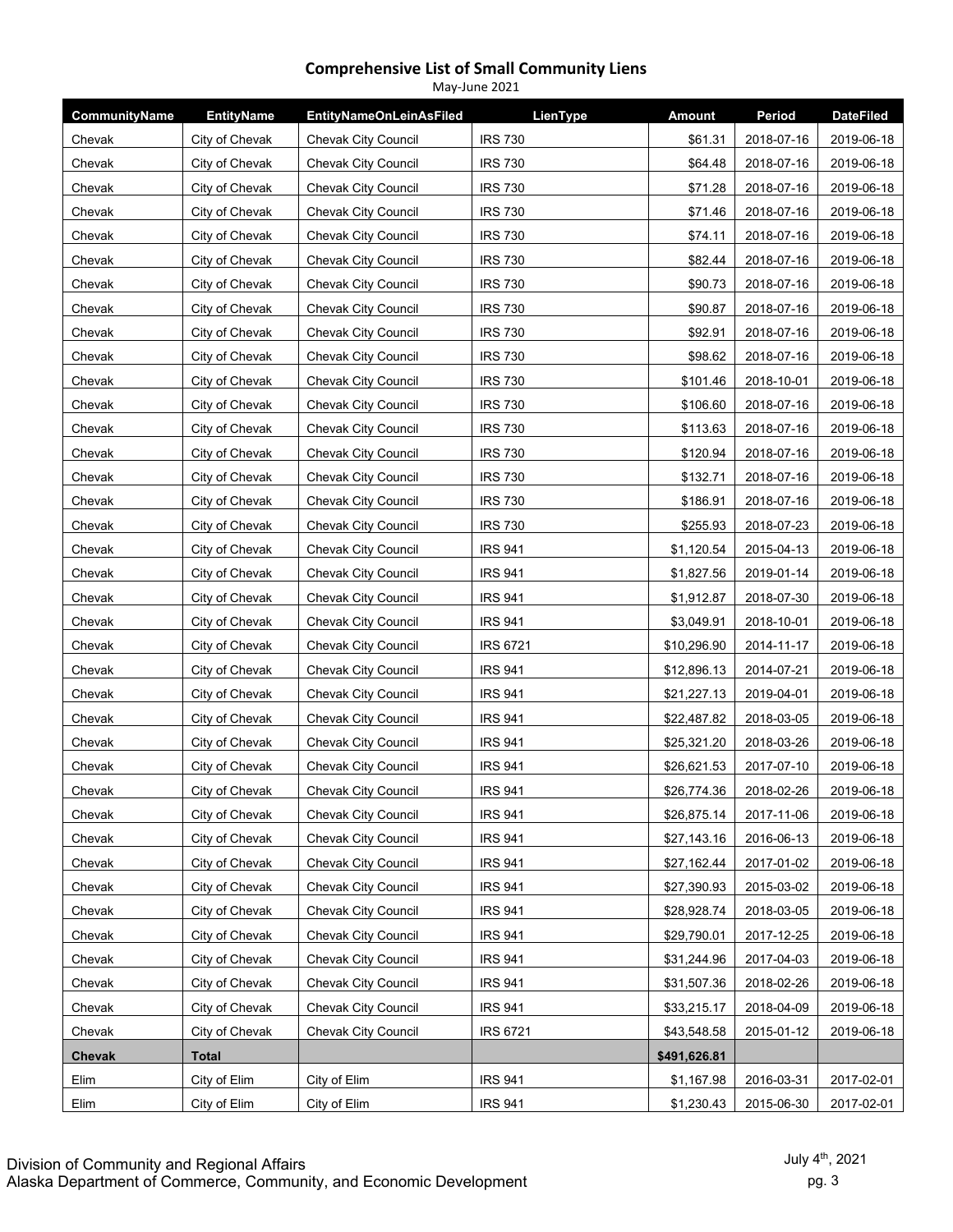## Comprehensive List of Small Community Liens

May-June 2021

| CommunityName | EntityName | EntityNameOnLeinAsFiled | LienType | Amount | Period | DateFiled |
|---|---|---|---|---|---|---|
| Chevak | City of Chevak | Chevak City Council | IRS 730 | $61.31 | 2018-07-16 | 2019-06-18 |
| Chevak | City of Chevak | Chevak City Council | IRS 730 | $64.48 | 2018-07-16 | 2019-06-18 |
| Chevak | City of Chevak | Chevak City Council | IRS 730 | $71.28 | 2018-07-16 | 2019-06-18 |
| Chevak | City of Chevak | Chevak City Council | IRS 730 | $71.46 | 2018-07-16 | 2019-06-18 |
| Chevak | City of Chevak | Chevak City Council | IRS 730 | $74.11 | 2018-07-16 | 2019-06-18 |
| Chevak | City of Chevak | Chevak City Council | IRS 730 | $82.44 | 2018-07-16 | 2019-06-18 |
| Chevak | City of Chevak | Chevak City Council | IRS 730 | $90.73 | 2018-07-16 | 2019-06-18 |
| Chevak | City of Chevak | Chevak City Council | IRS 730 | $90.87 | 2018-07-16 | 2019-06-18 |
| Chevak | City of Chevak | Chevak City Council | IRS 730 | $92.91 | 2018-07-16 | 2019-06-18 |
| Chevak | City of Chevak | Chevak City Council | IRS 730 | $98.62 | 2018-07-16 | 2019-06-18 |
| Chevak | City of Chevak | Chevak City Council | IRS 730 | $101.46 | 2018-10-01 | 2019-06-18 |
| Chevak | City of Chevak | Chevak City Council | IRS 730 | $106.60 | 2018-07-16 | 2019-06-18 |
| Chevak | City of Chevak | Chevak City Council | IRS 730 | $113.63 | 2018-07-16 | 2019-06-18 |
| Chevak | City of Chevak | Chevak City Council | IRS 730 | $120.94 | 2018-07-16 | 2019-06-18 |
| Chevak | City of Chevak | Chevak City Council | IRS 730 | $132.71 | 2018-07-16 | 2019-06-18 |
| Chevak | City of Chevak | Chevak City Council | IRS 730 | $186.91 | 2018-07-16 | 2019-06-18 |
| Chevak | City of Chevak | Chevak City Council | IRS 730 | $255.93 | 2018-07-23 | 2019-06-18 |
| Chevak | City of Chevak | Chevak City Council | IRS 941 | $1,120.54 | 2015-04-13 | 2019-06-18 |
| Chevak | City of Chevak | Chevak City Council | IRS 941 | $1,827.56 | 2019-01-14 | 2019-06-18 |
| Chevak | City of Chevak | Chevak City Council | IRS 941 | $1,912.87 | 2018-07-30 | 2019-06-18 |
| Chevak | City of Chevak | Chevak City Council | IRS 941 | $3,049.91 | 2018-10-01 | 2019-06-18 |
| Chevak | City of Chevak | Chevak City Council | IRS 6721 | $10,296.90 | 2014-11-17 | 2019-06-18 |
| Chevak | City of Chevak | Chevak City Council | IRS 941 | $12,896.13 | 2014-07-21 | 2019-06-18 |
| Chevak | City of Chevak | Chevak City Council | IRS 941 | $21,227.13 | 2019-04-01 | 2019-06-18 |
| Chevak | City of Chevak | Chevak City Council | IRS 941 | $22,487.82 | 2018-03-05 | 2019-06-18 |
| Chevak | City of Chevak | Chevak City Council | IRS 941 | $25,321.20 | 2018-03-26 | 2019-06-18 |
| Chevak | City of Chevak | Chevak City Council | IRS 941 | $26,621.53 | 2017-07-10 | 2019-06-18 |
| Chevak | City of Chevak | Chevak City Council | IRS 941 | $26,774.36 | 2018-02-26 | 2019-06-18 |
| Chevak | City of Chevak | Chevak City Council | IRS 941 | $26,875.14 | 2017-11-06 | 2019-06-18 |
| Chevak | City of Chevak | Chevak City Council | IRS 941 | $27,143.16 | 2016-06-13 | 2019-06-18 |
| Chevak | City of Chevak | Chevak City Council | IRS 941 | $27,162.44 | 2017-01-02 | 2019-06-18 |
| Chevak | City of Chevak | Chevak City Council | IRS 941 | $27,390.93 | 2015-03-02 | 2019-06-18 |
| Chevak | City of Chevak | Chevak City Council | IRS 941 | $28,928.74 | 2018-03-05 | 2019-06-18 |
| Chevak | City of Chevak | Chevak City Council | IRS 941 | $29,790.01 | 2017-12-25 | 2019-06-18 |
| Chevak | City of Chevak | Chevak City Council | IRS 941 | $31,244.96 | 2017-04-03 | 2019-06-18 |
| Chevak | City of Chevak | Chevak City Council | IRS 941 | $31,507.36 | 2018-02-26 | 2019-06-18 |
| Chevak | City of Chevak | Chevak City Council | IRS 941 | $33,215.17 | 2018-04-09 | 2019-06-18 |
| Chevak | City of Chevak | Chevak City Council | IRS 6721 | $43,548.58 | 2015-01-12 | 2019-06-18 |
| **Chevak** | **Total** | | | **$491,626.81** | | |
| Elim | City of Elim | City of Elim | IRS 941 | $1,167.98 | 2016-03-31 | 2017-02-01 |
| Elim | City of Elim | City of Elim | IRS 941 | $1,230.43 | 2015-06-30 | 2017-02-01 |

Division of Community and Regional Affairs
Alaska Department of Commerce, Community, and Economic Development

July 4th, 2021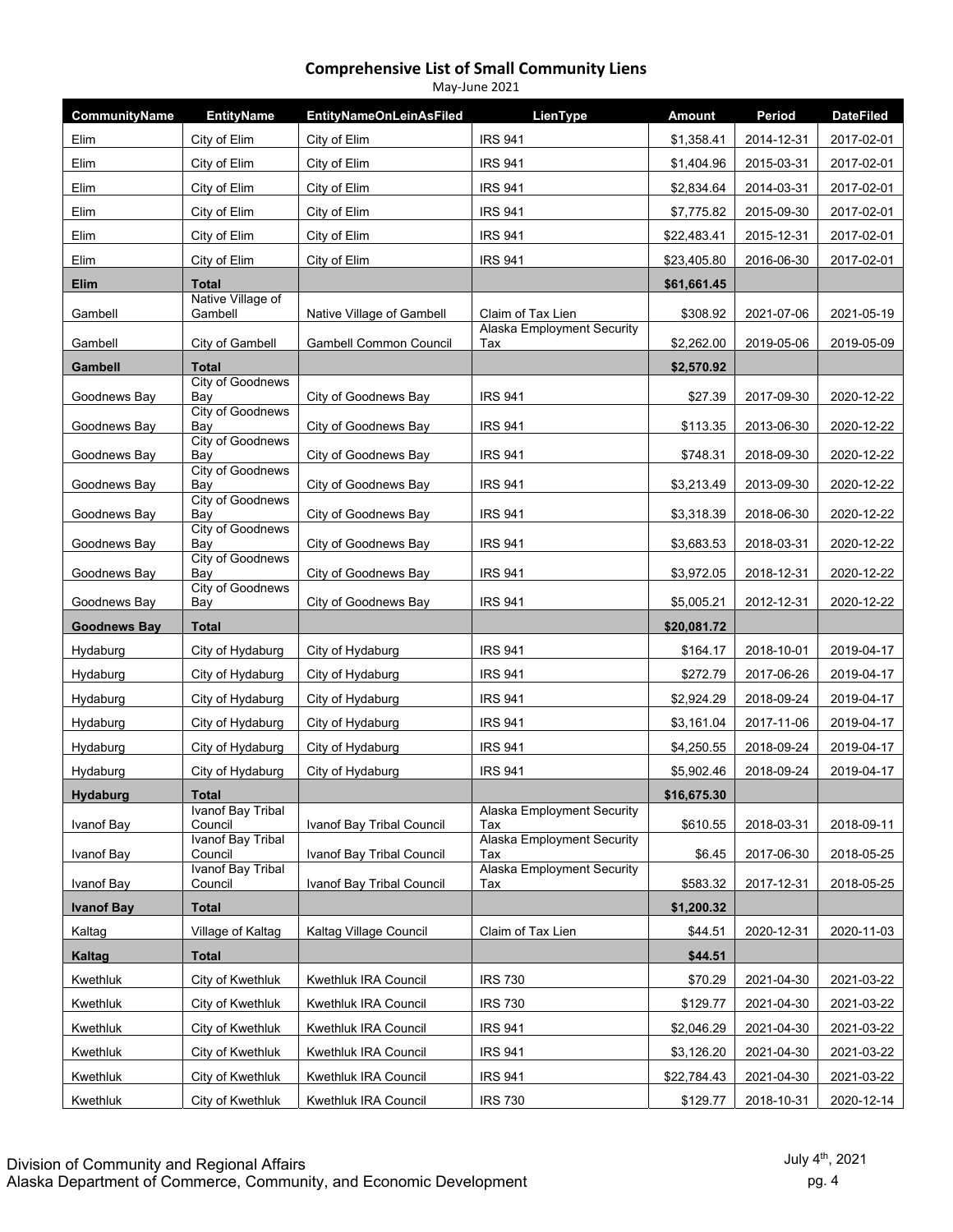## Comprehensive List of Small Community Liens

May-June 2021

| CommunityName | EntityName | EntityNameOnLeinAsFiled | LienType | Amount | Period | DateFiled |
|---|---|---|---|---|---|---|
| Elim | City of Elim | City of Elim | IRS 941 | $1,358.41 | 2014-12-31 | 2017-02-01 |
| Elim | City of Elim | City of Elim | IRS 941 | $1,404.96 | 2015-03-31 | 2017-02-01 |
| Elim | City of Elim | City of Elim | IRS 941 | $2,834.64 | 2014-03-31 | 2017-02-01 |
| Elim | City of Elim | City of Elim | IRS 941 | $7,775.82 | 2015-09-30 | 2017-02-01 |
| Elim | City of Elim | City of Elim | IRS 941 | $22,483.41 | 2015-12-31 | 2017-02-01 |
| Elim | City of Elim | City of Elim | IRS 941 | $23,405.80 | 2016-06-30 | 2017-02-01 |
| **Elim** | **Total** | | | **$61,661.45** | | |
| Gambell | Native Village of Gambell | Native Village of Gambell | Claim of Tax Lien | $308.92 | 2021-07-06 | 2021-05-19 |
| Gambell | City of Gambell | Gambell Common Council | Alaska Employment Security Tax | $2,262.00 | 2019-05-06 | 2019-05-09 |
| **Gambell** | **Total** | | | **$2,570.92** | | |
| Goodnews Bay | City of Goodnews Bay | City of Goodnews Bay | IRS 941 | $27.39 | 2017-09-30 | 2020-12-22 |
| Goodnews Bay | City of Goodnews Bay | City of Goodnews Bay | IRS 941 | $113.35 | 2013-06-30 | 2020-12-22 |
| Goodnews Bay | City of Goodnews Bay | City of Goodnews Bay | IRS 941 | $748.31 | 2018-09-30 | 2020-12-22 |
| Goodnews Bay | City of Goodnews Bay | City of Goodnews Bay | IRS 941 | $3,213.49 | 2013-09-30 | 2020-12-22 |
| Goodnews Bay | City of Goodnews Bay | City of Goodnews Bay | IRS 941 | $3,318.39 | 2018-06-30 | 2020-12-22 |
| Goodnews Bay | City of Goodnews Bay | City of Goodnews Bay | IRS 941 | $3,683.53 | 2018-03-31 | 2020-12-22 |
| Goodnews Bay | City of Goodnews Bay | City of Goodnews Bay | IRS 941 | $3,972.05 | 2018-12-31 | 2020-12-22 |
| Goodnews Bay | City of Goodnews Bay | City of Goodnews Bay | IRS 941 | $5,005.21 | 2012-12-31 | 2020-12-22 |
| **Goodnews Bay** | **Total** | | | **$20,081.72** | | |
| Hydaburg | City of Hydaburg | City of Hydaburg | IRS 941 | $164.17 | 2018-10-01 | 2019-04-17 |
| Hydaburg | City of Hydaburg | City of Hydaburg | IRS 941 | $272.79 | 2017-06-26 | 2019-04-17 |
| Hydaburg | City of Hydaburg | City of Hydaburg | IRS 941 | $2,924.29 | 2018-09-24 | 2019-04-17 |
| Hydaburg | City of Hydaburg | City of Hydaburg | IRS 941 | $3,161.04 | 2017-11-06 | 2019-04-17 |
| Hydaburg | City of Hydaburg | City of Hydaburg | IRS 941 | $4,250.55 | 2018-09-24 | 2019-04-17 |
| Hydaburg | City of Hydaburg | City of Hydaburg | IRS 941 | $5,902.46 | 2018-09-24 | 2019-04-17 |
| **Hydaburg** | **Total** | | | **$16,675.30** | | |
| Ivanof Bay | Ivanof Bay Tribal Council | Ivanof Bay Tribal Council | Alaska Employment Security Tax | $610.55 | 2018-03-31 | 2018-09-11 |
| Ivanof Bay | Ivanof Bay Tribal Council | Ivanof Bay Tribal Council | Alaska Employment Security Tax | $6.45 | 2017-06-30 | 2018-05-25 |
| Ivanof Bay | Ivanof Bay Tribal Council | Ivanof Bay Tribal Council | Alaska Employment Security Tax | $583.32 | 2017-12-31 | 2018-05-25 |
| **Ivanof Bay** | **Total** | | | **$1,200.32** | | |
| Kaltag | Village of Kaltag | Kaltag Village Council | Claim of Tax Lien | $44.51 | 2020-12-31 | 2020-11-03 |
| **Kaltag** | **Total** | | | **$44.51** | | |
| Kwethluk | City of Kwethluk | Kwethluk IRA Council | IRS 730 | $70.29 | 2021-04-30 | 2021-03-22 |
| Kwethluk | City of Kwethluk | Kwethluk IRA Council | IRS 730 | $129.77 | 2021-04-30 | 2021-03-22 |
| Kwethluk | City of Kwethluk | Kwethluk IRA Council | IRS 941 | $2,046.29 | 2021-04-30 | 2021-03-22 |
| Kwethluk | City of Kwethluk | Kwethluk IRA Council | IRS 941 | $3,126.20 | 2021-04-30 | 2021-03-22 |
| Kwethluk | City of Kwethluk | Kwethluk IRA Council | IRS 941 | $22,784.43 | 2021-04-30 | 2021-03-22 |
| Kwethluk | City of Kwethluk | Kwethluk IRA Council | IRS 730 | $129.77 | 2018-10-31 | 2020-12-14 |

Division of Community and Regional Affairs
Alaska Department of Commerce, Community, and Economic Development

July 4th, 2021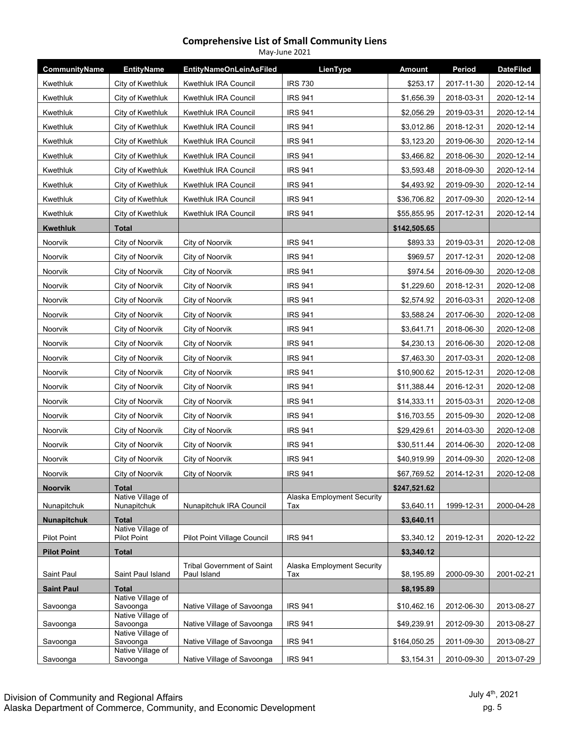## Comprehensive List of Small Community Liens

May-June 2021

| CommunityName | EntityName | EntityNameOnLeinAsFiled | LienType | Amount | Period | DateFiled |
|---|---|---|---|---|---|---|
| Kwethluk | City of Kwethluk | Kwethluk IRA Council | IRS 730 | $253.17 | 2017-11-30 | 2020-12-14 |
| Kwethluk | City of Kwethluk | Kwethluk IRA Council | IRS 941 | $1,656.39 | 2018-03-31 | 2020-12-14 |
| Kwethluk | City of Kwethluk | Kwethluk IRA Council | IRS 941 | $2,056.29 | 2019-03-31 | 2020-12-14 |
| Kwethluk | City of Kwethluk | Kwethluk IRA Council | IRS 941 | $3,012.86 | 2018-12-31 | 2020-12-14 |
| Kwethluk | City of Kwethluk | Kwethluk IRA Council | IRS 941 | $3,123.20 | 2019-06-30 | 2020-12-14 |
| Kwethluk | City of Kwethluk | Kwethluk IRA Council | IRS 941 | $3,466.82 | 2018-06-30 | 2020-12-14 |
| Kwethluk | City of Kwethluk | Kwethluk IRA Council | IRS 941 | $3,593.48 | 2018-09-30 | 2020-12-14 |
| Kwethluk | City of Kwethluk | Kwethluk IRA Council | IRS 941 | $4,493.92 | 2019-09-30 | 2020-12-14 |
| Kwethluk | City of Kwethluk | Kwethluk IRA Council | IRS 941 | $36,706.82 | 2017-09-30 | 2020-12-14 |
| Kwethluk | City of Kwethluk | Kwethluk IRA Council | IRS 941 | $55,855.95 | 2017-12-31 | 2020-12-14 |
| **Kwethluk** | **Total** | | | **$142,505.65** | | |
| Noorvik | City of Noorvik | City of Noorvik | IRS 941 | $893.33 | 2019-03-31 | 2020-12-08 |
| Noorvik | City of Noorvik | City of Noorvik | IRS 941 | $969.57 | 2017-12-31 | 2020-12-08 |
| Noorvik | City of Noorvik | City of Noorvik | IRS 941 | $974.54 | 2016-09-30 | 2020-12-08 |
| Noorvik | City of Noorvik | City of Noorvik | IRS 941 | $1,229.60 | 2018-12-31 | 2020-12-08 |
| Noorvik | City of Noorvik | City of Noorvik | IRS 941 | $2,574.92 | 2016-03-31 | 2020-12-08 |
| Noorvik | City of Noorvik | City of Noorvik | IRS 941 | $3,588.24 | 2017-06-30 | 2020-12-08 |
| Noorvik | City of Noorvik | City of Noorvik | IRS 941 | $3,641.71 | 2018-06-30 | 2020-12-08 |
| Noorvik | City of Noorvik | City of Noorvik | IRS 941 | $4,230.13 | 2016-06-30 | 2020-12-08 |
| Noorvik | City of Noorvik | City of Noorvik | IRS 941 | $7,463.30 | 2017-03-31 | 2020-12-08 |
| Noorvik | City of Noorvik | City of Noorvik | IRS 941 | $10,900.62 | 2015-12-31 | 2020-12-08 |
| Noorvik | City of Noorvik | City of Noorvik | IRS 941 | $11,388.44 | 2016-12-31 | 2020-12-08 |
| Noorvik | City of Noorvik | City of Noorvik | IRS 941 | $14,333.11 | 2015-03-31 | 2020-12-08 |
| Noorvik | City of Noorvik | City of Noorvik | IRS 941 | $16,703.55 | 2015-09-30 | 2020-12-08 |
| Noorvik | City of Noorvik | City of Noorvik | IRS 941 | $29,429.61 | 2014-03-30 | 2020-12-08 |
| Noorvik | City of Noorvik | City of Noorvik | IRS 941 | $30,511.44 | 2014-06-30 | 2020-12-08 |
| Noorvik | City of Noorvik | City of Noorvik | IRS 941 | $40,919.99 | 2014-09-30 | 2020-12-08 |
| Noorvik | City of Noorvik | City of Noorvik | IRS 941 | $67,769.52 | 2014-12-31 | 2020-12-08 |
| **Noorvik** | **Total** | | | **$247,521.62** | | |
| Nunapitchuk | Native Village of Nunapitchuk | Nunapitchuk IRA Council | Alaska Employment Security Tax | $3,640.11 | 1999-12-31 | 2000-04-28 |
| **Nunapitchuk** | **Total** | | | **$3,640.11** | | |
| Pilot Point | Native Village of Pilot Point | Pilot Point Village Council | IRS 941 | $3,340.12 | 2019-12-31 | 2020-12-22 |
| **Pilot Point** | **Total** | | | **$3,340.12** | | |
| Saint Paul | Saint Paul Island | Tribal Government of Saint Paul Island | Alaska Employment Security Tax | $8,195.89 | 2000-09-30 | 2001-02-21 |
| **Saint Paul** | **Total** | | | **$8,195.89** | | |
| Savoonga | Native Village of Savoonga | Native Village of Savoonga | IRS 941 | $10,462.16 | 2012-06-30 | 2013-08-27 |
| Savoonga | Native Village of Savoonga | Native Village of Savoonga | IRS 941 | $49,239.91 | 2012-09-30 | 2013-08-27 |
| Savoonga | Native Village of Savoonga | Native Village of Savoonga | IRS 941 | $164,050.25 | 2011-09-30 | 2013-08-27 |
| Savoonga | Native Village of Savoonga | Native Village of Savoonga | IRS 941 | $3,154.31 | 2010-09-30 | 2013-07-29 |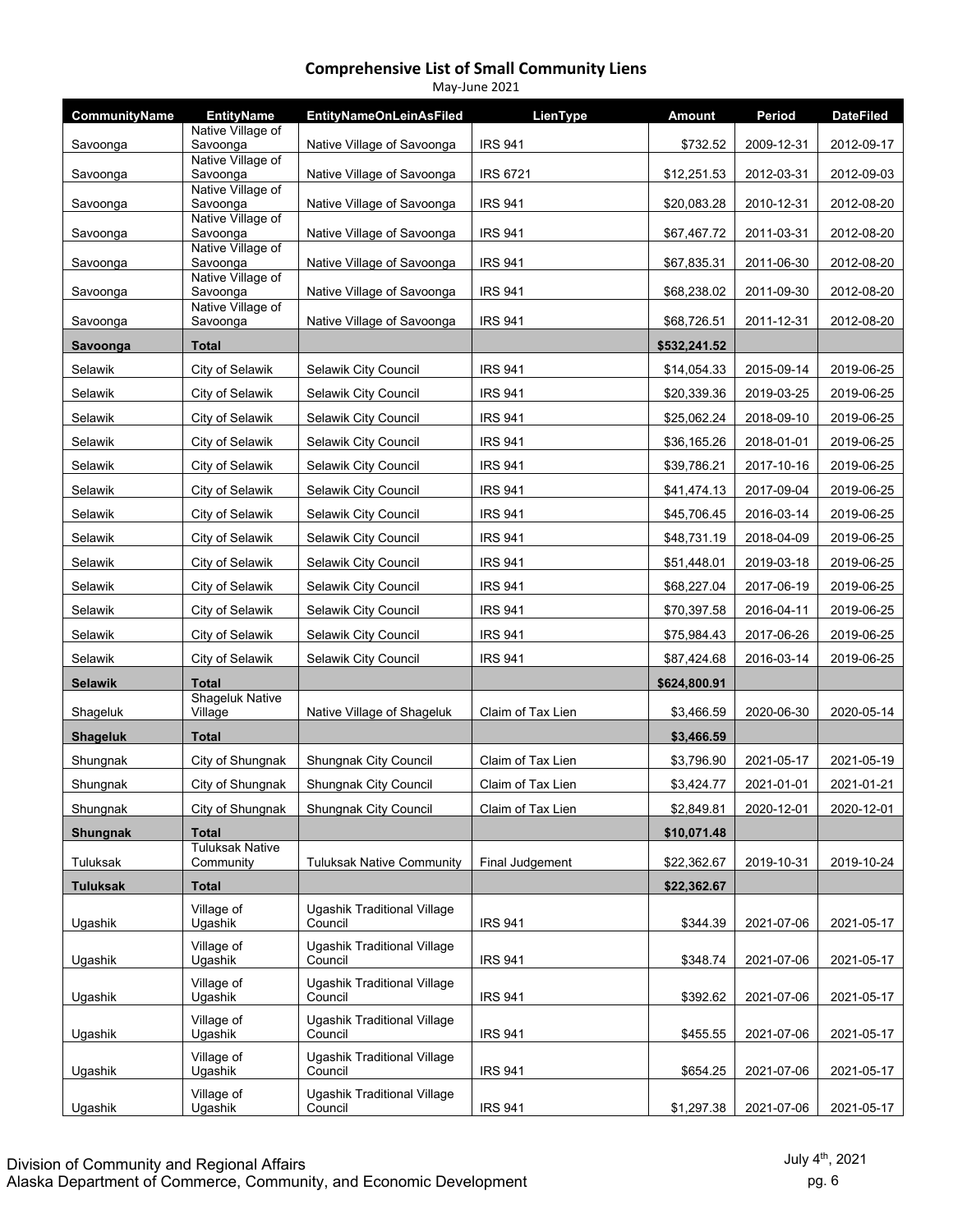## Comprehensive List of Small Community Liens

May-June 2021

| CommunityName | EntityName | EntityNameOnLeinAsFiled | LienType | Amount | Period | DateFiled |
|---|---|---|---|---|---|---|
| Savoonga | Native Village of Savoonga | Native Village of Savoonga | IRS 941 | $732.52 | 2009-12-31 | 2012-09-17 |
| Savoonga | Native Village of Savoonga | Native Village of Savoonga | IRS 6721 | $12,251.53 | 2012-03-31 | 2012-09-03 |
| Savoonga | Native Village of Savoonga | Native Village of Savoonga | IRS 941 | $20,083.28 | 2010-12-31 | 2012-08-20 |
| Savoonga | Native Village of Savoonga | Native Village of Savoonga | IRS 941 | $67,467.72 | 2011-03-31 | 2012-08-20 |
| Savoonga | Native Village of Savoonga | Native Village of Savoonga | IRS 941 | $67,835.31 | 2011-06-30 | 2012-08-20 |
| Savoonga | Native Village of Savoonga | Native Village of Savoonga | IRS 941 | $68,238.02 | 2011-09-30 | 2012-08-20 |
| Savoonga | Native Village of Savoonga | Native Village of Savoonga | IRS 941 | $68,726.51 | 2011-12-31 | 2012-08-20 |
| **Savoonga** | **Total** | | | **$532,241.52** | | |
| Selawik | City of Selawik | Selawik City Council | IRS 941 | $14,054.33 | 2015-09-14 | 2019-06-25 |
| Selawik | City of Selawik | Selawik City Council | IRS 941 | $20,339.36 | 2019-03-25 | 2019-06-25 |
| Selawik | City of Selawik | Selawik City Council | IRS 941 | $25,062.24 | 2018-09-10 | 2019-06-25 |
| Selawik | City of Selawik | Selawik City Council | IRS 941 | $36,165.26 | 2018-01-01 | 2019-06-25 |
| Selawik | City of Selawik | Selawik City Council | IRS 941 | $39,786.21 | 2017-10-16 | 2019-06-25 |
| Selawik | City of Selawik | Selawik City Council | IRS 941 | $41,474.13 | 2017-09-04 | 2019-06-25 |
| Selawik | City of Selawik | Selawik City Council | IRS 941 | $45,706.45 | 2016-03-14 | 2019-06-25 |
| Selawik | City of Selawik | Selawik City Council | IRS 941 | $48,731.19 | 2018-04-09 | 2019-06-25 |
| Selawik | City of Selawik | Selawik City Council | IRS 941 | $51,448.01 | 2019-03-18 | 2019-06-25 |
| Selawik | City of Selawik | Selawik City Council | IRS 941 | $68,227.04 | 2017-06-19 | 2019-06-25 |
| Selawik | City of Selawik | Selawik City Council | IRS 941 | $70,397.58 | 2016-04-11 | 2019-06-25 |
| Selawik | City of Selawik | Selawik City Council | IRS 941 | $75,984.43 | 2017-06-26 | 2019-06-25 |
| Selawik | City of Selawik | Selawik City Council | IRS 941 | $87,424.68 | 2016-03-14 | 2019-06-25 |
| **Selawik** | **Total** | | | **$624,800.91** | | |
| Shageluk | Shageluk Native Village | Native Village of Shageluk | Claim of Tax Lien | $3,466.59 | 2020-06-30 | 2020-05-14 |
| **Shageluk** | **Total** | | | **$3,466.59** | | |
| Shungnak | City of Shungnak | Shungnak City Council | Claim of Tax Lien | $3,796.90 | 2021-05-17 | 2021-05-19 |
| Shungnak | City of Shungnak | Shungnak City Council | Claim of Tax Lien | $3,424.77 | 2021-01-01 | 2021-01-21 |
| Shungnak | City of Shungnak | Shungnak City Council | Claim of Tax Lien | $2,849.81 | 2020-12-01 | 2020-12-01 |
| **Shungnak** | **Total** | | | **$10,071.48** | | |
| Tuluksak | Tuluksak Native Community | Tuluksak Native Community | Final Judgement | $22,362.67 | 2019-10-31 | 2019-10-24 |
| **Tuluksak** | **Total** | | | **$22,362.67** | | |
| Ugashik | Village of Ugashik | Ugashik Traditional Village Council | IRS 941 | $344.39 | 2021-07-06 | 2021-05-17 |
| Ugashik | Village of Ugashik | Ugashik Traditional Village Council | IRS 941 | $348.74 | 2021-07-06 | 2021-05-17 |
| Ugashik | Village of Ugashik | Ugashik Traditional Village Council | IRS 941 | $392.62 | 2021-07-06 | 2021-05-17 |
| Ugashik | Village of Ugashik | Ugashik Traditional Village Council | IRS 941 | $455.55 | 2021-07-06 | 2021-05-17 |
| Ugashik | Village of Ugashik | Ugashik Traditional Village Council | IRS 941 | $654.25 | 2021-07-06 | 2021-05-17 |
| Ugashik | Village of Ugashik | Ugashik Traditional Village Council | IRS 941 | $1,297.38 | 2021-07-06 | 2021-05-17 |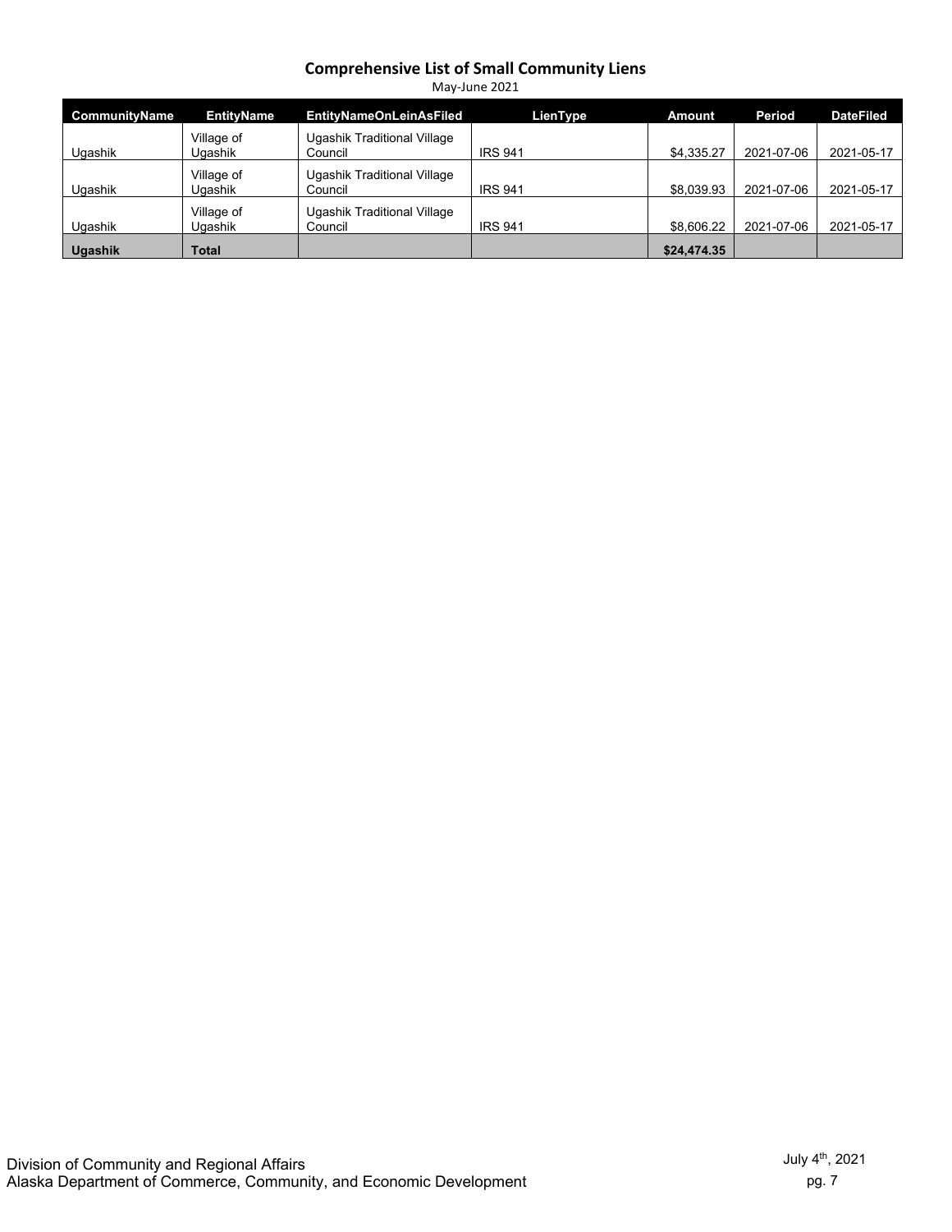## Comprehensive List of Small Community Liens

May-June 2021

| CommunityName | EntityName | EntityNameOnLeinAsFiled | LienType | Amount | Period | DateFiled |
|---|---|---|---|---|---|---|
| Ugashik | Village of Ugashik | Ugashik Traditional Village Council | IRS 941 | $4,335.27 | 2021-07-06 | 2021-05-17 |
| Ugashik | Village of Ugashik | Ugashik Traditional Village Council | IRS 941 | $8,039.93 | 2021-07-06 | 2021-05-17 |
| Ugashik | Village of Ugashik | Ugashik Traditional Village Council | IRS 941 | $8,606.22 | 2021-07-06 | 2021-05-17 |
| **Ugashik** | **Total** | | | **$24,474.35** | | |